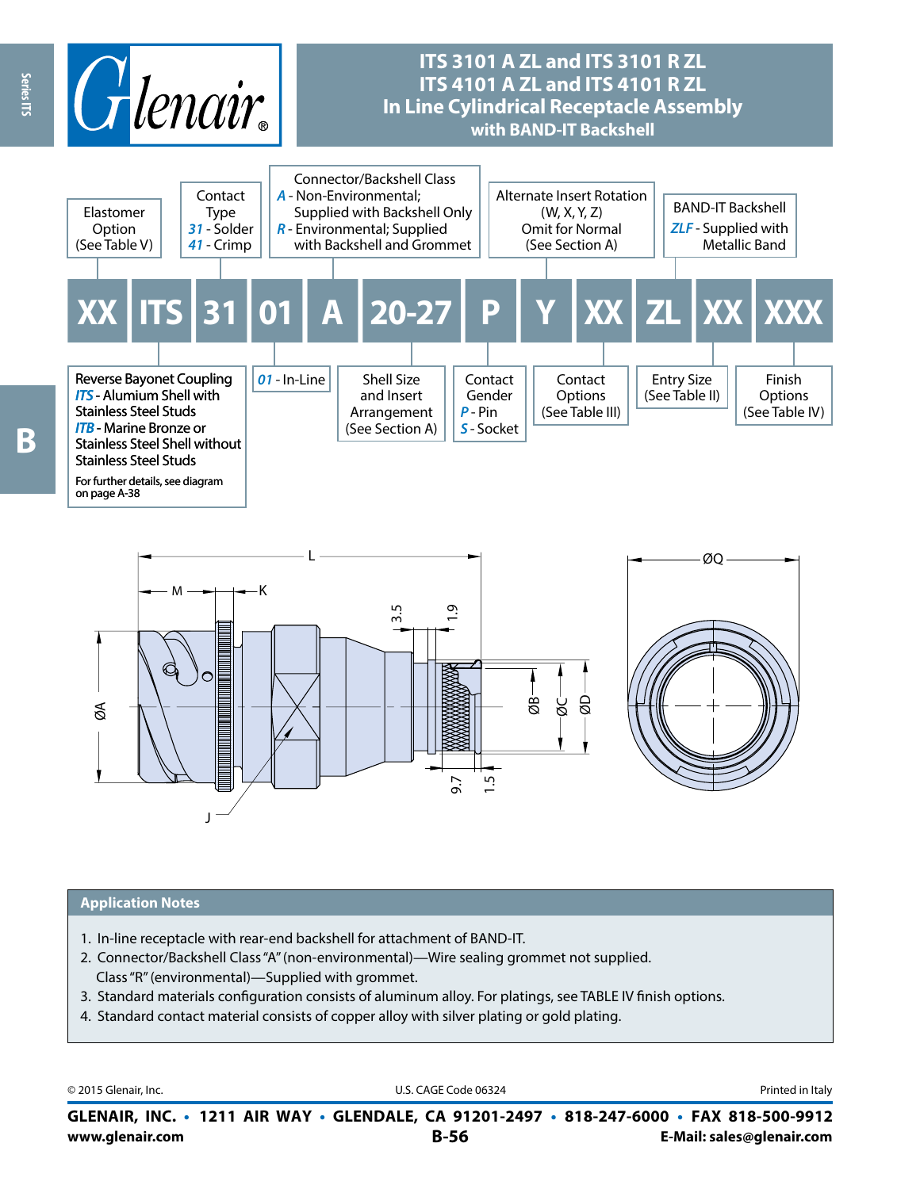# ITS 3101 A ZL and ITS 3101 R ZL
# ITS 4101 A ZL and ITS 4101 R ZL
# In Line Cylindrical Receptacle Assembly
## with BAND-IT Backshell

**XX | ITS | 31 | 01 | A | 20-27 | P | Y | XX | ZL | XX | XXX**

- **XX** — Elastomer Option (See Table V)
- **ITS** — Reverse Bayonet Coupling
  - *ITS* - Alumium Shell with Stainless Steel Studs
  - *ITB* - Marine Bronze or Stainless Steel Shell without Stainless Steel Studs
  - For further details, see diagram on page A-38
- **31** — Contact Type
  - *31* - Solder
  - *41* - Crimp
- **01** — *01* - In-Line
- **A** — Connector/Backshell Class
  - *A* - Non-Environmental; Supplied with Backshell Only
  - *R* - Environmental; Supplied with Backshell and Grommet
- **20-27** — Shell Size and Insert Arrangement (See Section A)
- **P** — Contact Gender
  - *P* - Pin
  - *S* - Socket
- **Y** — Alternate Insert Rotation (W, X, Y, Z) Omit for Normal (See Section A)
- **XX** — Contact Options (See Table III)
- **ZL** — BAND-IT Backshell
  - *ZLF* - Supplied with Metallic Band
- **XX** — Entry Size (See Table II)
- **XXX** — Finish Options (See Table IV)

Dimensions: L, M, K, J, ØA, ØB, ØC, ØD, ØQ, 3.5, 1.9, 9.7, 1.5

## Application Notes

1. In-line receptacle with rear-end backshell for attachment of BAND-IT.
2. Connector/Backshell Class "A" (non-environmental)—Wire sealing grommet not supplied. Class "R" (environmental)—Supplied with grommet.
3. Standard materials configuration consists of aluminum alloy. For platings, see TABLE IV finish options.
4. Standard contact material consists of copper alloy with silver plating or gold plating.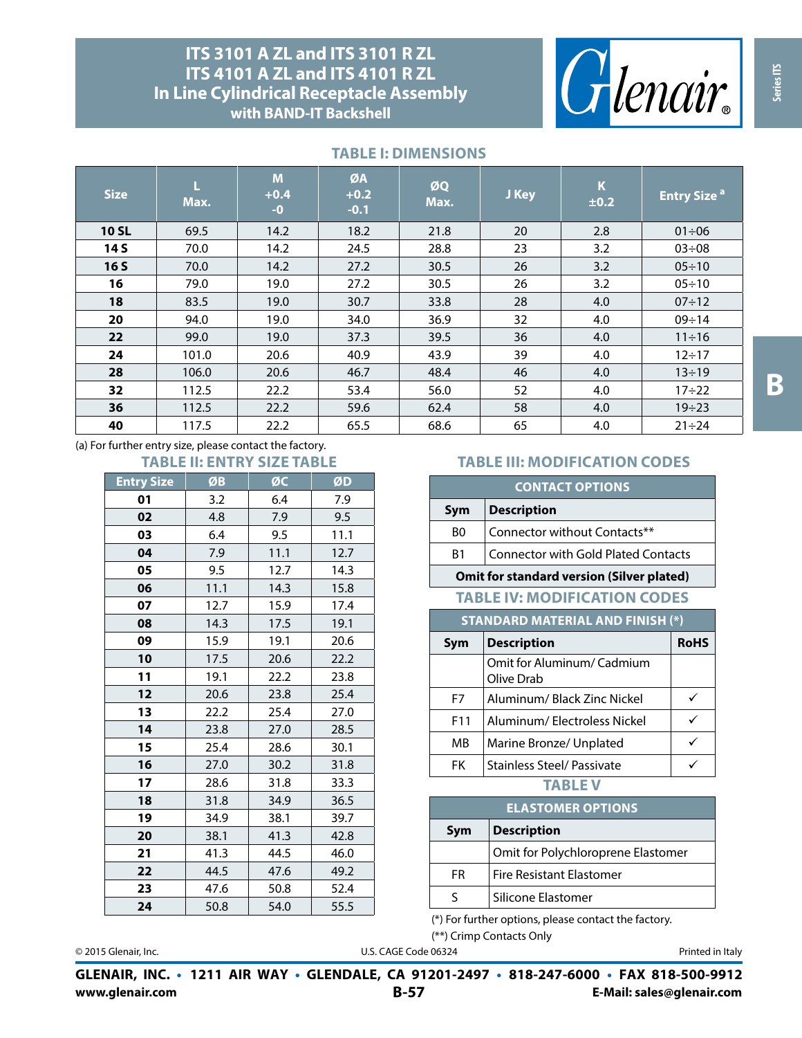# ITS 3101 A ZL and ITS 3101 R ZL
# ITS 4101 A ZL and ITS 4101 R ZL
# In Line Cylindrical Receptacle Assembly
## with BAND-IT Backshell

### TABLE I: DIMENSIONS

| Size | L Max. | M +0.4 -0 | ØA +0.2 -0.1 | ØQ Max. | J Key | K ±0.2 | Entry Size [a] |
|---|---|---|---|---|---|---|---|
| **10 SL** | 69.5 | 14.2 | 18.2 | 21.8 | 20 | 2.8 | 01÷06 |
| **14 S** | 70.0 | 14.2 | 24.5 | 28.8 | 23 | 3.2 | 03÷08 |
| **16 S** | 70.0 | 14.2 | 27.2 | 30.5 | 26 | 3.2 | 05÷10 |
| **16** | 79.0 | 19.0 | 27.2 | 30.5 | 26 | 3.2 | 05÷10 |
| **18** | 83.5 | 19.0 | 30.7 | 33.8 | 28 | 4.0 | 07÷12 |
| **20** | 94.0 | 19.0 | 34.0 | 36.9 | 32 | 4.0 | 09÷14 |
| **22** | 99.0 | 19.0 | 37.3 | 39.5 | 36 | 4.0 | 11÷16 |
| **24** | 101.0 | 20.6 | 40.9 | 43.9 | 39 | 4.0 | 12÷17 |
| **28** | 106.0 | 20.6 | 46.7 | 48.4 | 46 | 4.0 | 13÷19 |
| **32** | 112.5 | 22.2 | 53.4 | 56.0 | 52 | 4.0 | 17÷22 |
| **36** | 112.5 | 22.2 | 59.6 | 62.4 | 58 | 4.0 | 19÷23 |
| **40** | 117.5 | 22.2 | 65.5 | 68.6 | 65 | 4.0 | 21÷24 |

(a) For further entry size, please contact the factory.

### TABLE II: ENTRY SIZE TABLE

| Entry Size | ØB | ØC | ØD |
|---|---|---|---|
| **01** | 3.2 | 6.4 | 7.9 |
| **02** | 4.8 | 7.9 | 9.5 |
| **03** | 6.4 | 9.5 | 11.1 |
| **04** | 7.9 | 11.1 | 12.7 |
| **05** | 9.5 | 12.7 | 14.3 |
| **06** | 11.1 | 14.3 | 15.8 |
| **07** | 12.7 | 15.9 | 17.4 |
| **08** | 14.3 | 17.5 | 19.1 |
| **09** | 15.9 | 19.1 | 20.6 |
| **10** | 17.5 | 20.6 | 22.2 |
| **11** | 19.1 | 22.2 | 23.8 |
| **12** | 20.6 | 23.8 | 25.4 |
| **13** | 22.2 | 25.4 | 27.0 |
| **14** | 23.8 | 27.0 | 28.5 |
| **15** | 25.4 | 28.6 | 30.1 |
| **16** | 27.0 | 30.2 | 31.8 |
| **17** | 28.6 | 31.8 | 33.3 |
| **18** | 31.8 | 34.9 | 36.5 |
| **19** | 34.9 | 38.1 | 39.7 |
| **20** | 38.1 | 41.3 | 42.8 |
| **21** | 41.3 | 44.5 | 46.0 |
| **22** | 44.5 | 47.6 | 49.2 |
| **23** | 47.6 | 50.8 | 52.4 |
| **24** | 50.8 | 54.0 | 55.5 |

### TABLE III: MODIFICATION CODES

| CONTACT OPTIONS | |
|---|---|
| **Sym** | **Description** |
| B0 | Connector without Contacts** |
| B1 | Connector with Gold Plated Contacts |
| **Omit for standard version (Silver plated)** | |

### TABLE IV: MODIFICATION CODES

| STANDARD MATERIAL AND FINISH (*) | | |
|---|---|---|
| **Sym** | **Description** | **RoHS** |
| | Omit for Aluminum/ Cadmium Olive Drab | |
| F7 | Aluminum/ Black Zinc Nickel | ✓ |
| F11 | Aluminum/ Electroless Nickel | ✓ |
| MB | Marine Bronze/ Unplated | ✓ |
| FK | Stainless Steel/ Passivate | ✓ |

### TABLE V

| ELASTOMER OPTIONS | |
|---|---|
| **Sym** | **Description** |
| | Omit for Polychloroprene Elastomer |
| FR | Fire Resistant Elastomer |
| S | Silicone Elastomer |

(*) For further options, please contact the factory.

(**) Crimp Contacts Only

© 2015 Glenair, Inc. U.S. CAGE Code 06324 Printed in Italy

**GLENAIR, INC. • 1211 AIR WAY • GLENDALE, CA 91201-2497 • 818-247-6000 • FAX 818-500-9912**

**www.glenair.com** **E-Mail: sales@glenair.com**